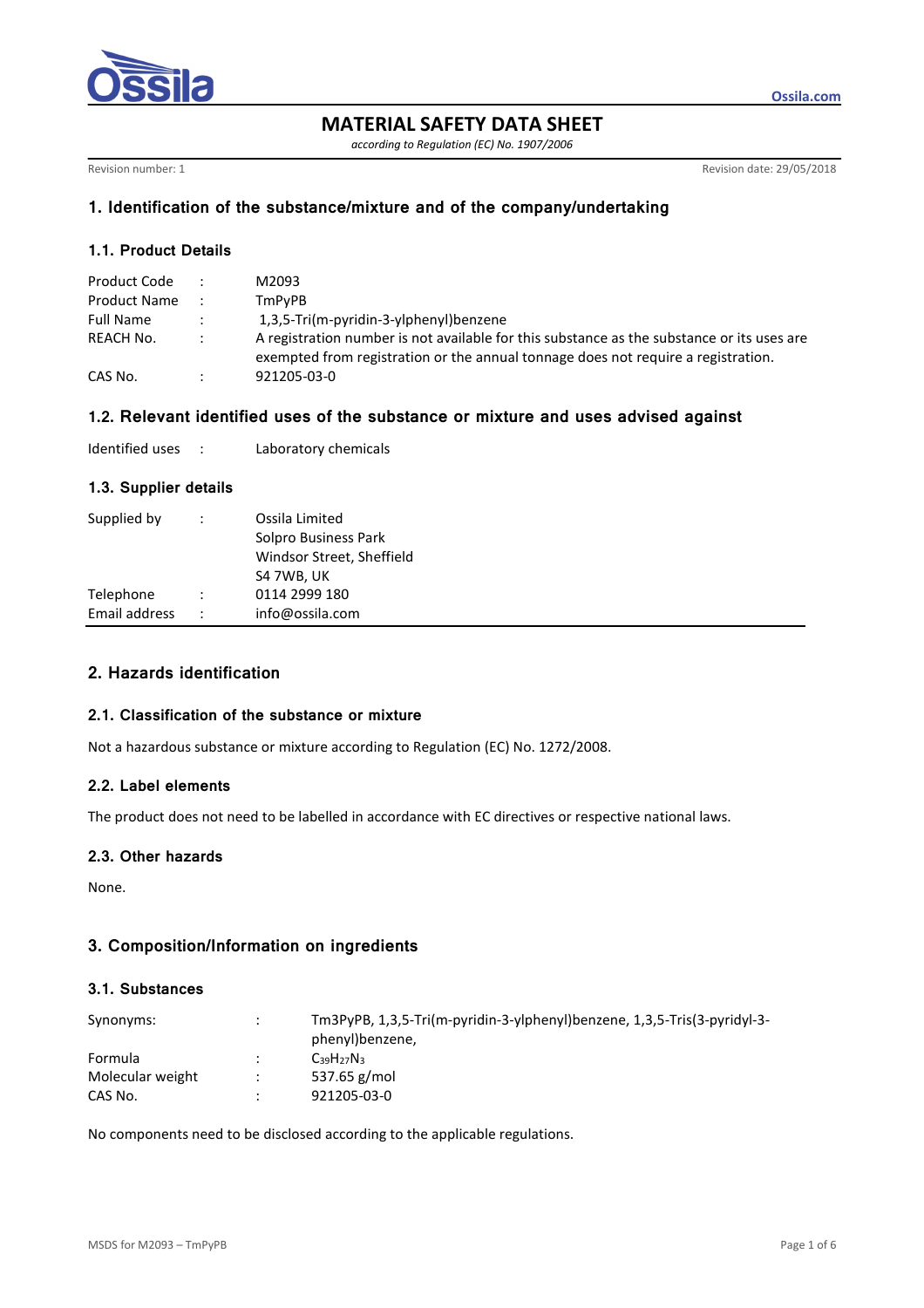# MATERIAL SAFETY DATA SHEET

*according to Regulation (EC) No. 1907/2006*

Revision number: 1

Revision date: 29/05/2018

## 1. Identification of the substance/mixture and of the company/undertaking

### 1.1. Product Details

| | | |
|---|---|---|
| Product Code | : | M2093 |
| Product Name | : | TmPyPB |
| Full Name | : | 1,3,5-Tri(m-pyridin-3-ylphenyl)benzene |
| REACH No. | : | A registration number is not available for this substance as the substance or its uses are exempted from registration or the annual tonnage does not require a registration. |
| CAS No. | : | 921205-03-0 |

### 1.2. Relevant identified uses of the substance or mixture and uses advised against

| | | |
|---|---|---|
| Identified uses | : | Laboratory chemicals |

### 1.3. Supplier details

| | | |
|---|---|---|
| Supplied by | : | Ossila Limited<br>Solpro Business Park<br>Windsor Street, Sheffield<br>S4 7WB, UK |
| Telephone | : | 0114 2999 180 |
| Email address | : | info@ossila.com |

## 2. Hazards identification

### 2.1. Classification of the substance or mixture

Not a hazardous substance or mixture according to Regulation (EC) No. 1272/2008.

### 2.2. Label elements

The product does not need to be labelled in accordance with EC directives or respective national laws.

### 2.3. Other hazards

None.

## 3. Composition/Information on ingredients

### 3.1. Substances

| | | |
|---|---|---|
| Synonyms: | : | Tm3PyPB, 1,3,5-Tri(m-pyridin-3-ylphenyl)benzene, 1,3,5-Tris(3-pyridyl-3-phenyl)benzene, |
| Formula | : | $C_{39}H_{27}N_3$ |
| Molecular weight | : | 537.65 g/mol |
| CAS No. | : | 921205-03-0 |

No components need to be disclosed according to the applicable regulations.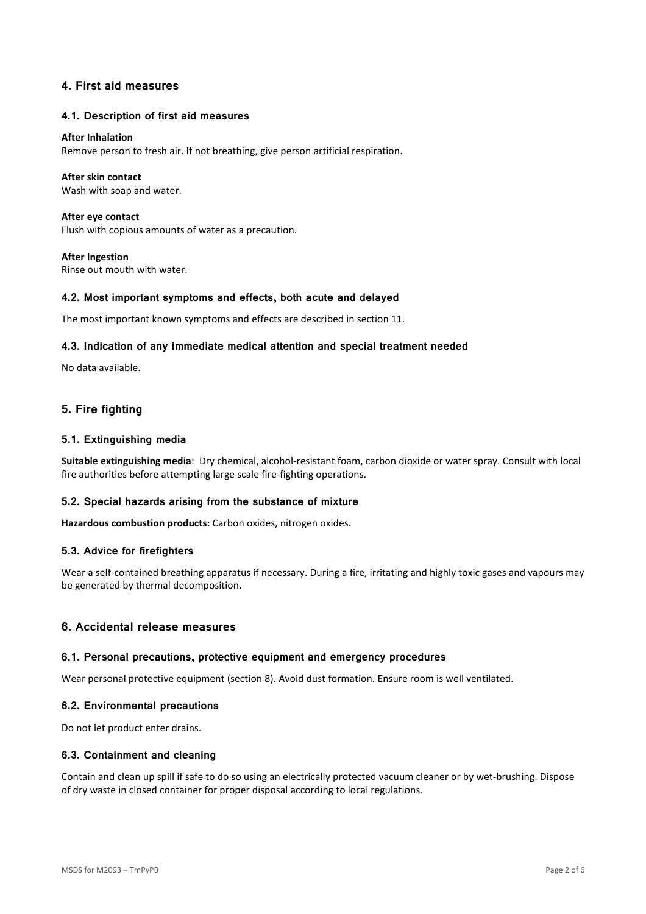## 4. First aid measures

### 4.1. Description of first aid measures

**After Inhalation**
Remove person to fresh air. If not breathing, give person artificial respiration.

**After skin contact**
Wash with soap and water.

**After eye contact**
Flush with copious amounts of water as a precaution.

**After Ingestion**
Rinse out mouth with water.

### 4.2. Most important symptoms and effects, both acute and delayed

The most important known symptoms and effects are described in section 11.

### 4.3. Indication of any immediate medical attention and special treatment needed

No data available.

## 5. Fire fighting

### 5.1. Extinguishing media

**Suitable extinguishing media**: Dry chemical, alcohol-resistant foam, carbon dioxide or water spray. Consult with local fire authorities before attempting large scale fire-fighting operations.

### 5.2. Special hazards arising from the substance of mixture

**Hazardous combustion products:** Carbon oxides, nitrogen oxides.

### 5.3. Advice for firefighters

Wear a self-contained breathing apparatus if necessary. During a fire, irritating and highly toxic gases and vapours may be generated by thermal decomposition.

## 6. Accidental release measures

### 6.1. Personal precautions, protective equipment and emergency procedures

Wear personal protective equipment (section 8). Avoid dust formation. Ensure room is well ventilated.

### 6.2. Environmental precautions

Do not let product enter drains.

### 6.3. Containment and cleaning

Contain and clean up spill if safe to do so using an electrically protected vacuum cleaner or by wet-brushing. Dispose of dry waste in closed container for proper disposal according to local regulations.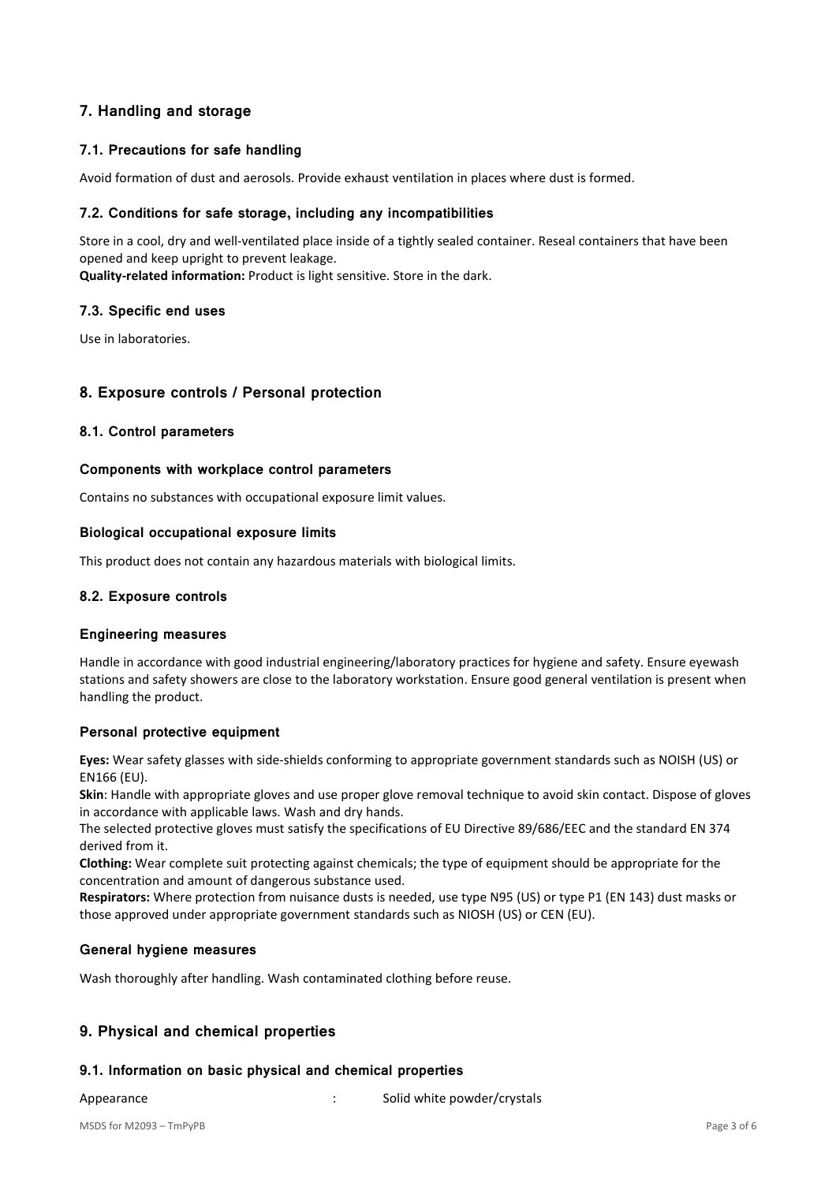## 7. Handling and storage

### 7.1. Precautions for safe handling

Avoid formation of dust and aerosols. Provide exhaust ventilation in places where dust is formed.

### 7.2. Conditions for safe storage, including any incompatibilities

Store in a cool, dry and well-ventilated place inside of a tightly sealed container. Reseal containers that have been opened and keep upright to prevent leakage.
**Quality-related information:** Product is light sensitive. Store in the dark.

### 7.3. Specific end uses

Use in laboratories.

## 8. Exposure controls / Personal protection

### 8.1. Control parameters

#### Components with workplace control parameters

Contains no substances with occupational exposure limit values.

#### Biological occupational exposure limits

This product does not contain any hazardous materials with biological limits.

### 8.2. Exposure controls

#### Engineering measures

Handle in accordance with good industrial engineering/laboratory practices for hygiene and safety. Ensure eyewash stations and safety showers are close to the laboratory workstation. Ensure good general ventilation is present when handling the product.

#### Personal protective equipment

**Eyes:** Wear safety glasses with side-shields conforming to appropriate government standards such as NOISH (US) or EN166 (EU).
**Skin**: Handle with appropriate gloves and use proper glove removal technique to avoid skin contact. Dispose of gloves in accordance with applicable laws. Wash and dry hands.
The selected protective gloves must satisfy the specifications of EU Directive 89/686/EEC and the standard EN 374 derived from it.
**Clothing:** Wear complete suit protecting against chemicals; the type of equipment should be appropriate for the concentration and amount of dangerous substance used.
**Respirators:** Where protection from nuisance dusts is needed, use type N95 (US) or type P1 (EN 143) dust masks or those approved under appropriate government standards such as NIOSH (US) or CEN (EU).

#### General hygiene measures

Wash thoroughly after handling. Wash contaminated clothing before reuse.

## 9. Physical and chemical properties

### 9.1. Information on basic physical and chemical properties

Appearance : Solid white powder/crystals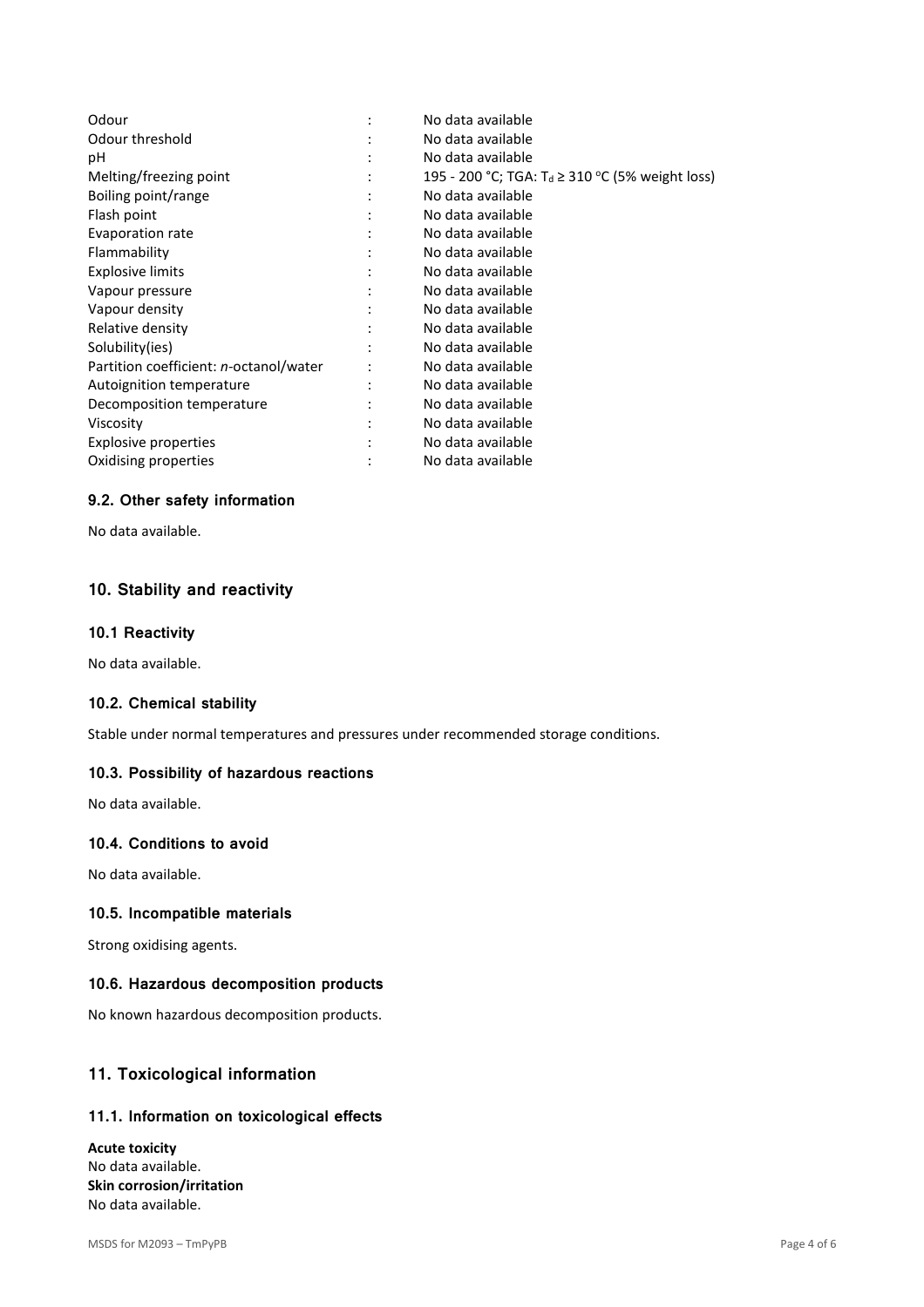| Property | | Value |
|---|---|---|
| Odour | : | No data available |
| Odour threshold | : | No data available |
| pH | : | No data available |
| Melting/freezing point | : | 195 - 200 °C; TGA: $T_d \geq 310$ °C (5% weight loss) |
| Boiling point/range | : | No data available |
| Flash point | : | No data available |
| Evaporation rate | : | No data available |
| Flammability | : | No data available |
| Explosive limits | : | No data available |
| Vapour pressure | : | No data available |
| Vapour density | : | No data available |
| Relative density | : | No data available |
| Solubility(ies) | : | No data available |
| Partition coefficient: *n*-octanol/water | : | No data available |
| Autoignition temperature | : | No data available |
| Decomposition temperature | : | No data available |
| Viscosity | : | No data available |
| Explosive properties | : | No data available |
| Oxidising properties | : | No data available |

### 9.2. Other safety information

No data available.

## 10. Stability and reactivity

### 10.1 Reactivity

No data available.

### 10.2. Chemical stability

Stable under normal temperatures and pressures under recommended storage conditions.

### 10.3. Possibility of hazardous reactions

No data available.

### 10.4. Conditions to avoid

No data available.

### 10.5. Incompatible materials

Strong oxidising agents.

### 10.6. Hazardous decomposition products

No known hazardous decomposition products.

## 11. Toxicological information

### 11.1. Information on toxicological effects

**Acute toxicity**
No data available.
**Skin corrosion/irritation**
No data available.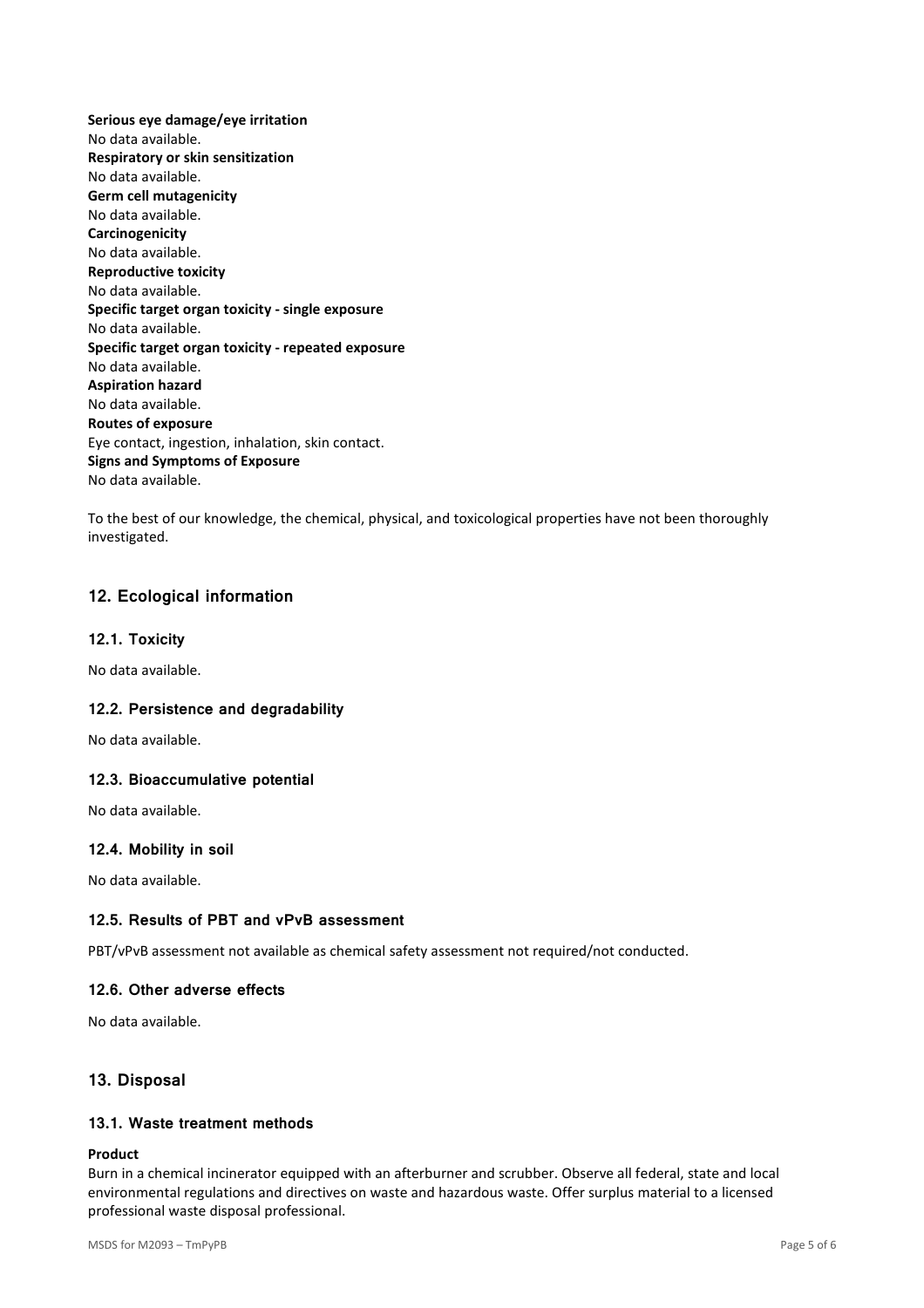**Serious eye damage/eye irritation**
No data available.
**Respiratory or skin sensitization**
No data available.
**Germ cell mutagenicity**
No data available.
**Carcinogenicity**
No data available.
**Reproductive toxicity**
No data available.
**Specific target organ toxicity - single exposure**
No data available.
**Specific target organ toxicity - repeated exposure**
No data available.
**Aspiration hazard**
No data available.
**Routes of exposure**
Eye contact, ingestion, inhalation, skin contact.
**Signs and Symptoms of Exposure**
No data available.

To the best of our knowledge, the chemical, physical, and toxicological properties have not been thoroughly investigated.

## 12. Ecological information

### 12.1. Toxicity

No data available.

### 12.2. Persistence and degradability

No data available.

### 12.3. Bioaccumulative potential

No data available.

### 12.4. Mobility in soil

No data available.

### 12.5. Results of PBT and vPvB assessment

PBT/vPvB assessment not available as chemical safety assessment not required/not conducted.

### 12.6. Other adverse effects

No data available.

## 13. Disposal

### 13.1. Waste treatment methods

**Product**
Burn in a chemical incinerator equipped with an afterburner and scrubber. Observe all federal, state and local environmental regulations and directives on waste and hazardous waste. Offer surplus material to a licensed professional waste disposal professional.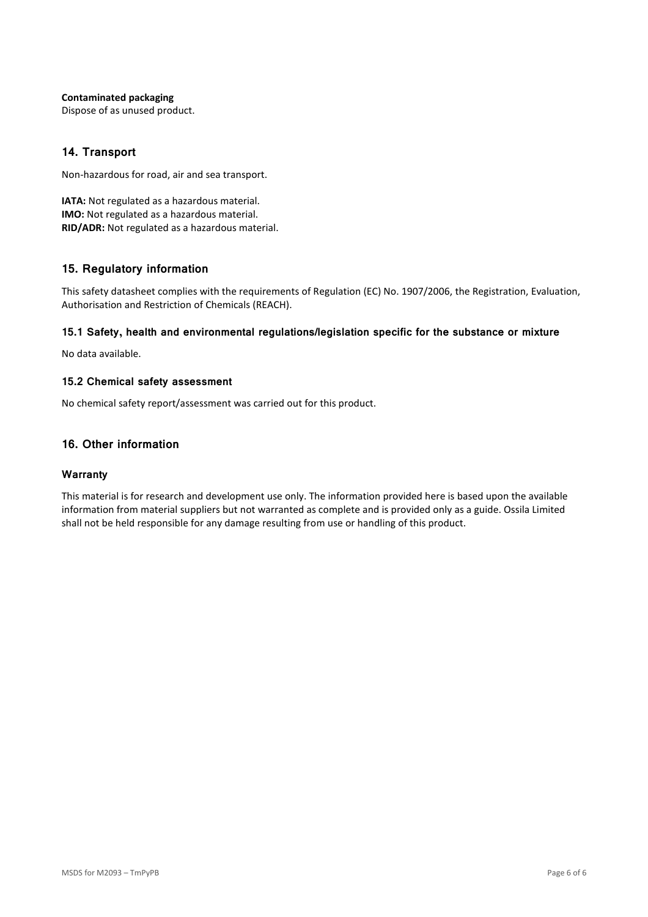**Contaminated packaging**

Dispose of as unused product.

## 14. Transport

Non-hazardous for road, air and sea transport.

**IATA:** Not regulated as a hazardous material.
**IMO:** Not regulated as a hazardous material.
**RID/ADR:** Not regulated as a hazardous material.

## 15. Regulatory information

This safety datasheet complies with the requirements of Regulation (EC) No. 1907/2006, the Registration, Evaluation, Authorisation and Restriction of Chemicals (REACH).

### 15.1 Safety, health and environmental regulations/legislation specific for the substance or mixture

No data available.

### 15.2 Chemical safety assessment

No chemical safety report/assessment was carried out for this product.

## 16. Other information

### Warranty

This material is for research and development use only. The information provided here is based upon the available information from material suppliers but not warranted as complete and is provided only as a guide. Ossila Limited shall not be held responsible for any damage resulting from use or handling of this product.